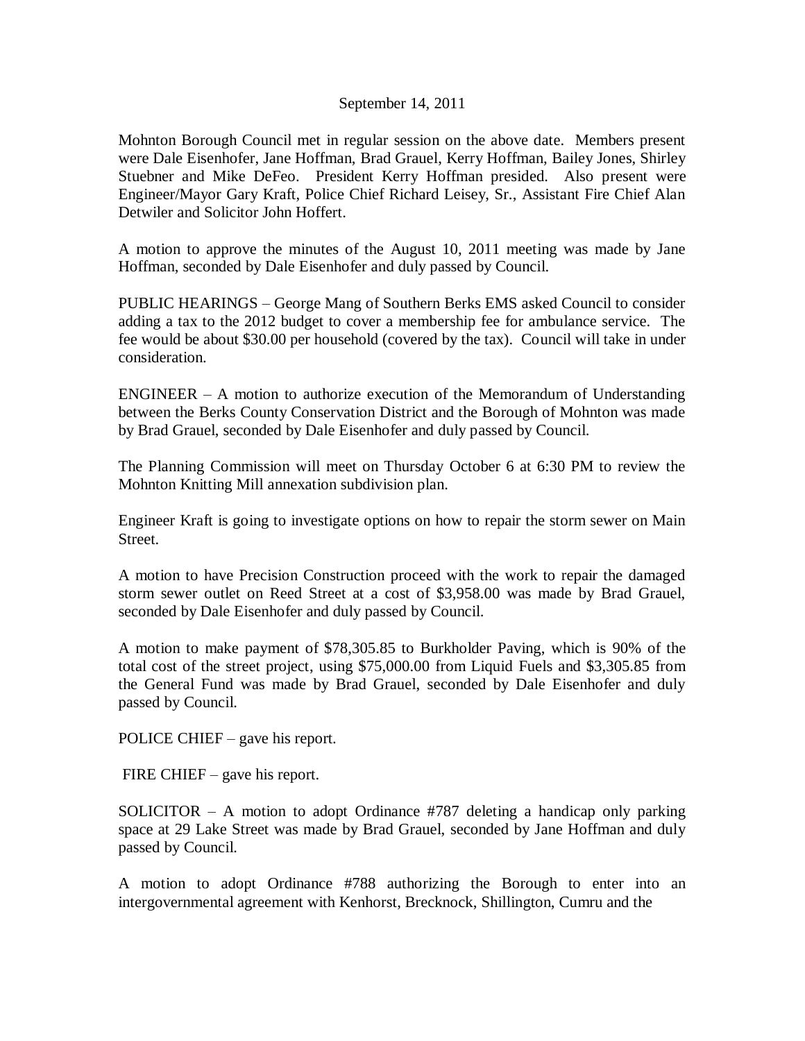September 14, 2011

Mohnton Borough Council met in regular session on the above date. Members present were Dale Eisenhofer, Jane Hoffman, Brad Grauel, Kerry Hoffman, Bailey Jones, Shirley Stuebner and Mike DeFeo. President Kerry Hoffman presided. Also present were Engineer/Mayor Gary Kraft, Police Chief Richard Leisey, Sr., Assistant Fire Chief Alan Detwiler and Solicitor John Hoffert.

A motion to approve the minutes of the August 10, 2011 meeting was made by Jane Hoffman, seconded by Dale Eisenhofer and duly passed by Council.

PUBLIC HEARINGS – George Mang of Southern Berks EMS asked Council to consider adding a tax to the 2012 budget to cover a membership fee for ambulance service. The fee would be about $30.00 per household (covered by the tax). Council will take in under consideration.

ENGINEER – A motion to authorize execution of the Memorandum of Understanding between the Berks County Conservation District and the Borough of Mohnton was made by Brad Grauel, seconded by Dale Eisenhofer and duly passed by Council.

The Planning Commission will meet on Thursday October 6 at 6:30 PM to review the Mohnton Knitting Mill annexation subdivision plan.

Engineer Kraft is going to investigate options on how to repair the storm sewer on Main Street.

A motion to have Precision Construction proceed with the work to repair the damaged storm sewer outlet on Reed Street at a cost of $3,958.00 was made by Brad Grauel, seconded by Dale Eisenhofer and duly passed by Council.

A motion to make payment of $78,305.85 to Burkholder Paving, which is 90% of the total cost of the street project, using $75,000.00 from Liquid Fuels and $3,305.85 from the General Fund was made by Brad Grauel, seconded by Dale Eisenhofer and duly passed by Council.

POLICE CHIEF – gave his report.

FIRE CHIEF – gave his report.

SOLICITOR – A motion to adopt Ordinance #787 deleting a handicap only parking space at 29 Lake Street was made by Brad Grauel, seconded by Jane Hoffman and duly passed by Council.

A motion to adopt Ordinance #788 authorizing the Borough to enter into an intergovernmental agreement with Kenhorst, Brecknock, Shillington, Cumru and the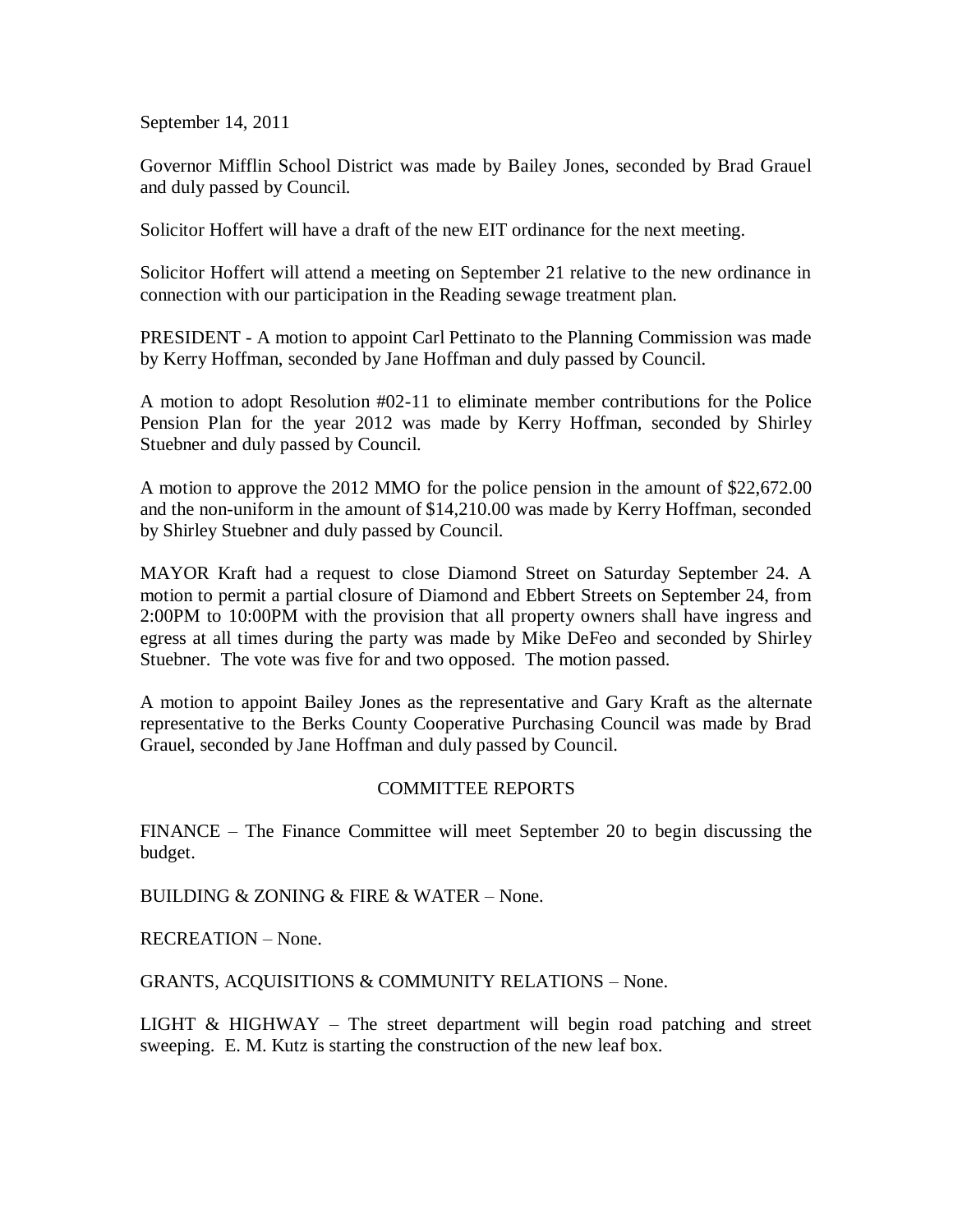September 14, 2011

Governor Mifflin School District was made by Bailey Jones, seconded by Brad Grauel and duly passed by Council.

Solicitor Hoffert will have a draft of the new EIT ordinance for the next meeting.

Solicitor Hoffert will attend a meeting on September 21 relative to the new ordinance in connection with our participation in the Reading sewage treatment plan.

PRESIDENT - A motion to appoint Carl Pettinato to the Planning Commission was made by Kerry Hoffman, seconded by Jane Hoffman and duly passed by Council.

A motion to adopt Resolution #02-11 to eliminate member contributions for the Police Pension Plan for the year 2012 was made by Kerry Hoffman, seconded by Shirley Stuebner and duly passed by Council.

A motion to approve the 2012 MMO for the police pension in the amount of $22,672.00 and the non-uniform in the amount of $14,210.00 was made by Kerry Hoffman, seconded by Shirley Stuebner and duly passed by Council.

MAYOR Kraft had a request to close Diamond Street on Saturday September 24. A motion to permit a partial closure of Diamond and Ebbert Streets on September 24, from 2:00PM to 10:00PM with the provision that all property owners shall have ingress and egress at all times during the party was made by Mike DeFeo and seconded by Shirley Stuebner. The vote was five for and two opposed. The motion passed.

A motion to appoint Bailey Jones as the representative and Gary Kraft as the alternate representative to the Berks County Cooperative Purchasing Council was made by Brad Grauel, seconded by Jane Hoffman and duly passed by Council.

## COMMITTEE REPORTS

FINANCE – The Finance Committee will meet September 20 to begin discussing the budget.

BUILDING & ZONING & FIRE & WATER – None.

RECREATION – None.

GRANTS, ACQUISITIONS & COMMUNITY RELATIONS – None.

LIGHT & HIGHWAY – The street department will begin road patching and street sweeping. E. M. Kutz is starting the construction of the new leaf box.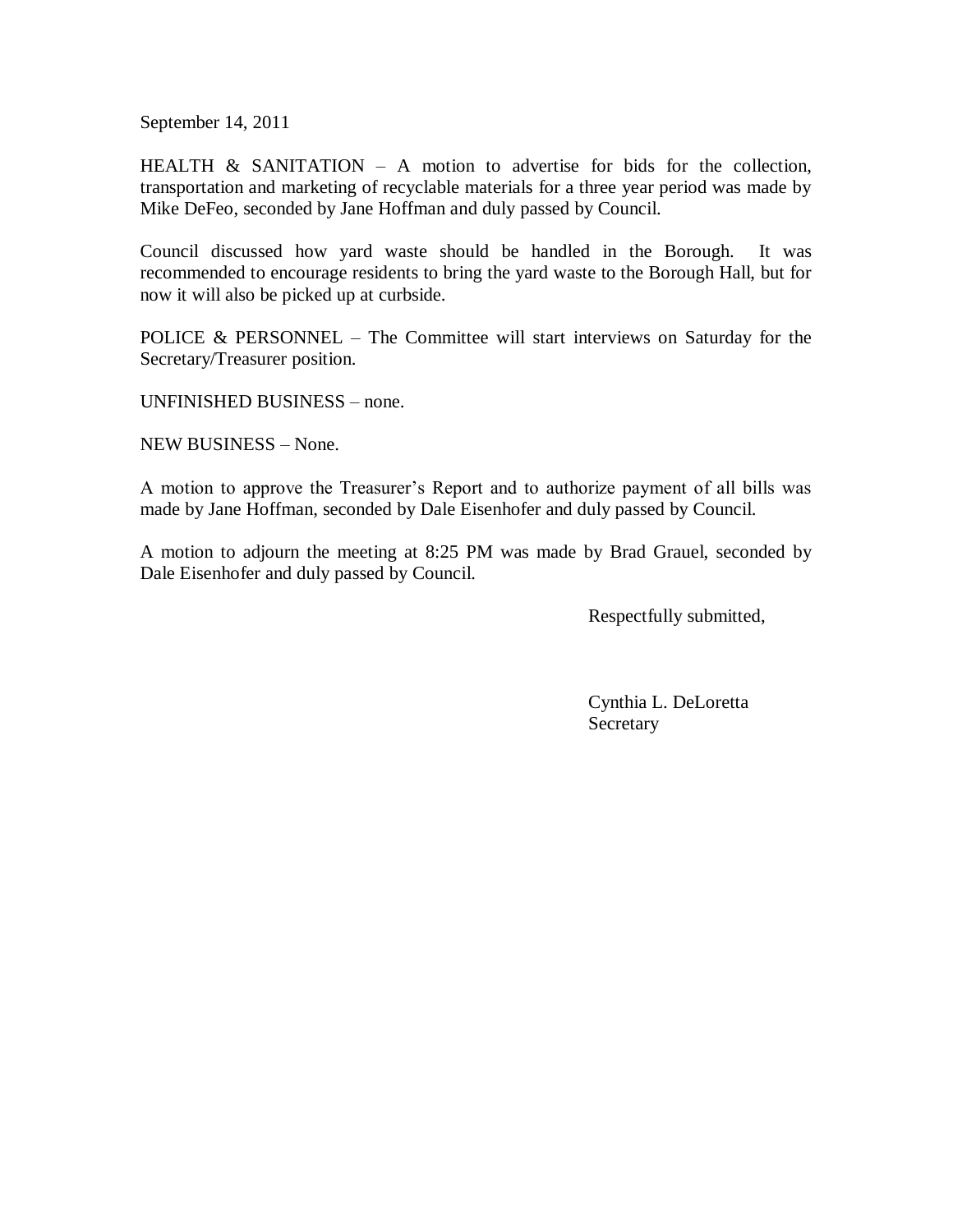September 14, 2011

HEALTH & SANITATION – A motion to advertise for bids for the collection, transportation and marketing of recyclable materials for a three year period was made by Mike DeFeo, seconded by Jane Hoffman and duly passed by Council.

Council discussed how yard waste should be handled in the Borough. It was recommended to encourage residents to bring the yard waste to the Borough Hall, but for now it will also be picked up at curbside.

POLICE & PERSONNEL – The Committee will start interviews on Saturday for the Secretary/Treasurer position.

UNFINISHED BUSINESS – none.

NEW BUSINESS – None.

A motion to approve the Treasurer's Report and to authorize payment of all bills was made by Jane Hoffman, seconded by Dale Eisenhofer and duly passed by Council.

A motion to adjourn the meeting at 8:25 PM was made by Brad Grauel, seconded by Dale Eisenhofer and duly passed by Council.

Respectfully submitted,

Cynthia L. DeLoretta  
Secretary